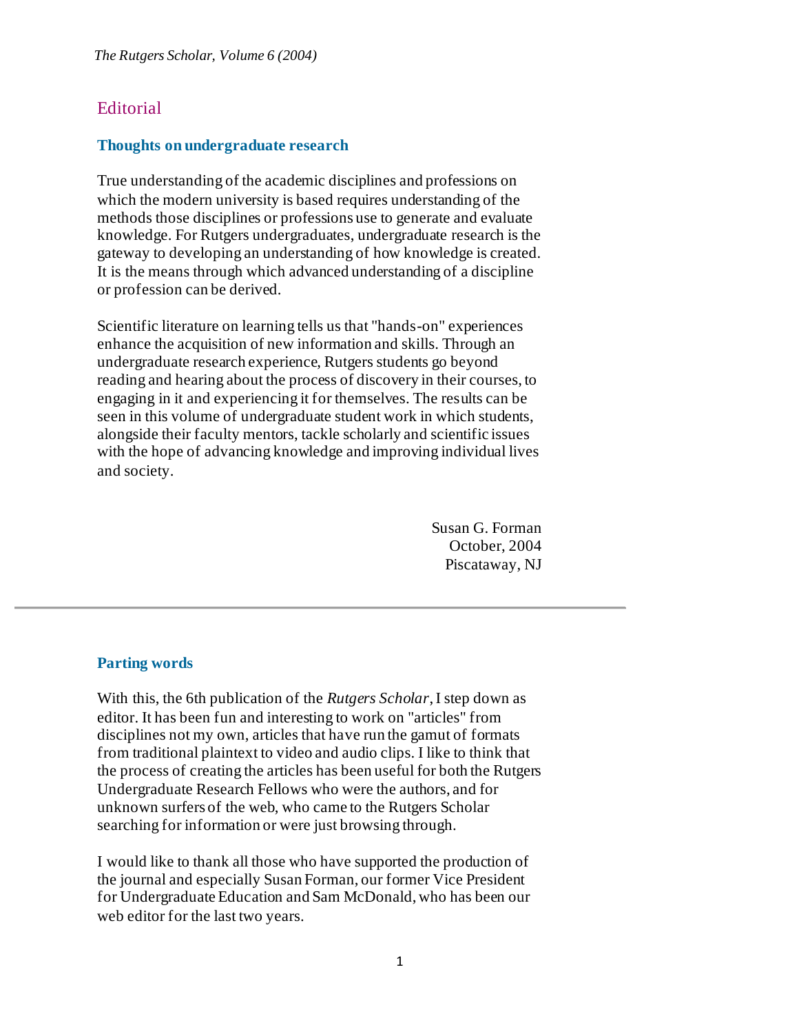# Editorial

## Thoughts on undergraduate research

True understanding of the academic disciplines and professions on which the modern university is based requires understanding of the methods those disciplines or professions use to generate and evaluate knowledge. For Rutgers undergraduates, undergraduate research is the gateway to developing an understanding of how knowledge is created. It is the means through which advanced understanding of a discipline or profession can be derived.

Scientific literature on learning tells us that "hands-on" experiences enhance the acquisition of new information and skills. Through an undergraduate research experience, Rutgers students go beyond reading and hearing about the process of discovery in their courses, to engaging in it and experiencing it for themselves. The results can be seen in this volume of undergraduate student work in which students, alongside their faculty mentors, tackle scholarly and scientific issues with the hope of advancing knowledge and improving individual lives and society.

Susan G. Forman
October, 2004
Piscataway, NJ

---

## Parting words

With this, the 6th publication of the *Rutgers Scholar*, I step down as editor. It has been fun and interesting to work on "articles" from disciplines not my own, articles that have run the gamut of formats from traditional plaintext to video and audio clips. I like to think that the process of creating the articles has been useful for both the Rutgers Undergraduate Research Fellows who were the authors, and for unknown surfers of the web, who came to the Rutgers Scholar searching for information or were just browsing through.

I would like to thank all those who have supported the production of the journal and especially Susan Forman, our former Vice President for Undergraduate Education and Sam McDonald, who has been our web editor for the last two years.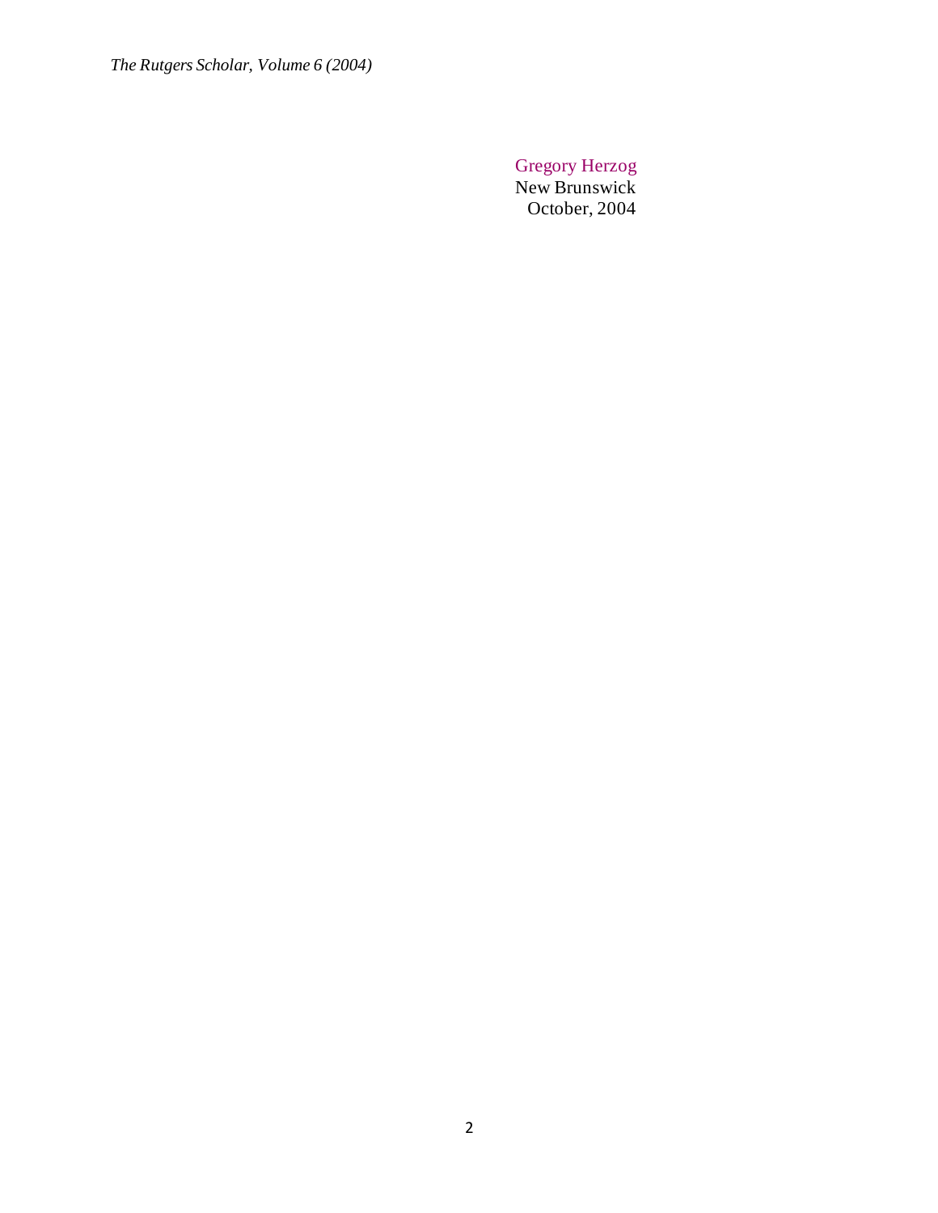Gregory Herzog
New Brunswick
October, 2004